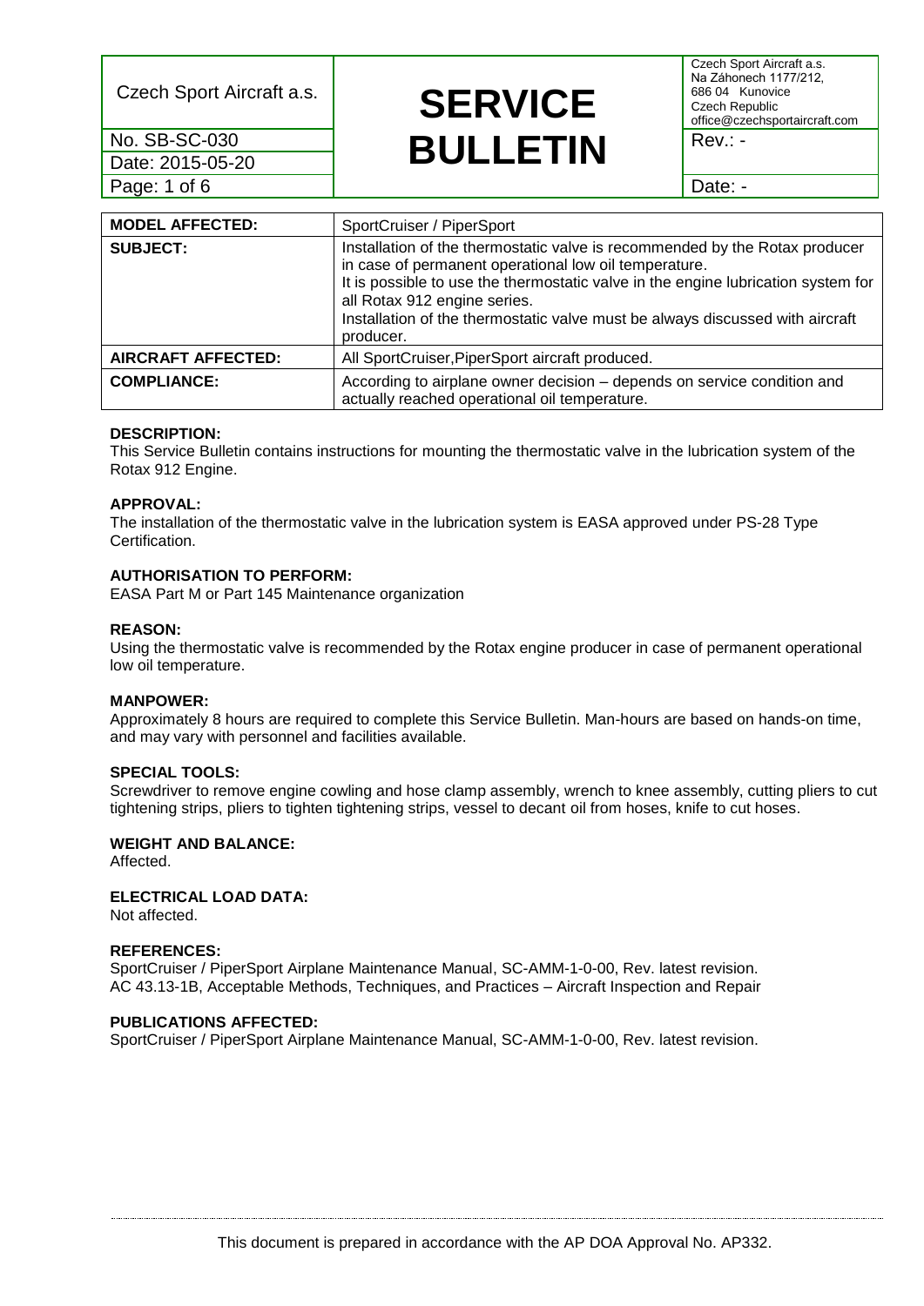| Czech Sport Aircraft a.s. | **SERVICE BULLETIN** | Czech Sport Aircraft a.s.<br>Na Záhonech 1177/212,<br>686 04 Kunovice<br>Czech Republic<br>office@czechsportaircraft.com |
|---|---|---|
| No. SB-SC-030 | | Rev.: - |
| Date: 2015-05-20 | | |
| Page: 1 of 6 | | Date: - |

| **MODEL AFFECTED:** | SportCruiser / PiperSport |
|---|---|
| **SUBJECT:** | Installation of the thermostatic valve is recommended by the Rotax producer in case of permanent operational low oil temperature.<br>It is possible to use the thermostatic valve in the engine lubrication system for all Rotax 912 engine series.<br>Installation of the thermostatic valve must be always discussed with aircraft producer. |
| **AIRCRAFT AFFECTED:** | All SportCruiser,PiperSport aircraft produced. |
| **COMPLIANCE:** | According to airplane owner decision – depends on service condition and actually reached operational oil temperature. |

**DESCRIPTION:**
This Service Bulletin contains instructions for mounting the thermostatic valve in the lubrication system of the Rotax 912 Engine.

**APPROVAL:**
The installation of the thermostatic valve in the lubrication system is EASA approved under PS-28 Type Certification.

**AUTHORISATION TO PERFORM:**
EASA Part M or Part 145 Maintenance organization

**REASON:**
Using the thermostatic valve is recommended by the Rotax engine producer in case of permanent operational low oil temperature.

**MANPOWER:**
Approximately 8 hours are required to complete this Service Bulletin. Man-hours are based on hands-on time, and may vary with personnel and facilities available.

**SPECIAL TOOLS:**
Screwdriver to remove engine cowling and hose clamp assembly, wrench to knee assembly, cutting pliers to cut tightening strips, pliers to tighten tightening strips, vessel to decant oil from hoses, knife to cut hoses.

**WEIGHT AND BALANCE:**
Affected.

**ELECTRICAL LOAD DATA:**
Not affected.

**REFERENCES:**
SportCruiser / PiperSport Airplane Maintenance Manual, SC-AMM-1-0-00, Rev. latest revision.
AC 43.13-1B, Acceptable Methods, Techniques, and Practices – Aircraft Inspection and Repair

**PUBLICATIONS AFFECTED:**
SportCruiser / PiperSport Airplane Maintenance Manual, SC-AMM-1-0-00, Rev. latest revision.

This document is prepared in accordance with the AP DOA Approval No. AP332.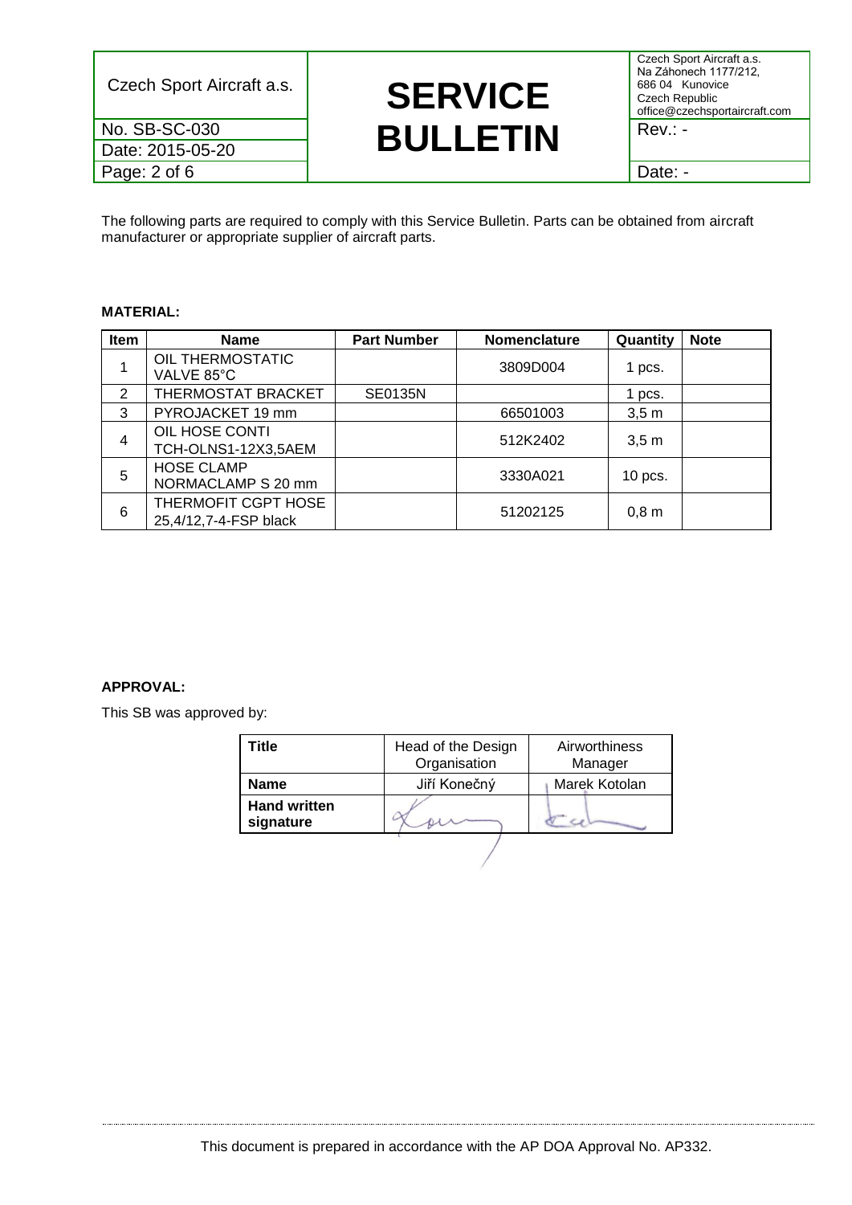The following parts are required to comply with this Service Bulletin. Parts can be obtained from aircraft manufacturer or appropriate supplier of aircraft parts.

**MATERIAL:**

| Item | Name | Part Number | Nomenclature | Quantity | Note |
|---|---|---|---|---|---|
| 1 | OIL THERMOSTATIC VALVE 85°C | | 3809D004 | 1 pcs. | |
| 2 | THERMOSTAT BRACKET | SE0135N | | 1 pcs. | |
| 3 | PYROJACKET 19 mm | | 66501003 | 3,5 m | |
| 4 | OIL HOSE CONTI TCH-OLNS1-12X3,5AEM | | 512K2402 | 3,5 m | |
| 5 | HOSE CLAMP NORMACLAMP S 20 mm | | 3330A021 | 10 pcs. | |
| 6 | THERMOFIT CGPT HOSE 25,4/12,7-4-FSP black | | 51202125 | 0,8 m | |

**APPROVAL:**

This SB was approved by:

| Title | Head of the Design Organisation | Airworthiness Manager |
|---|---|---|
| **Name** | Jiří Konečný | Marek Kotolan |
| **Hand written signature** | | |

This document is prepared in accordance with the AP DOA Approval No. AP332.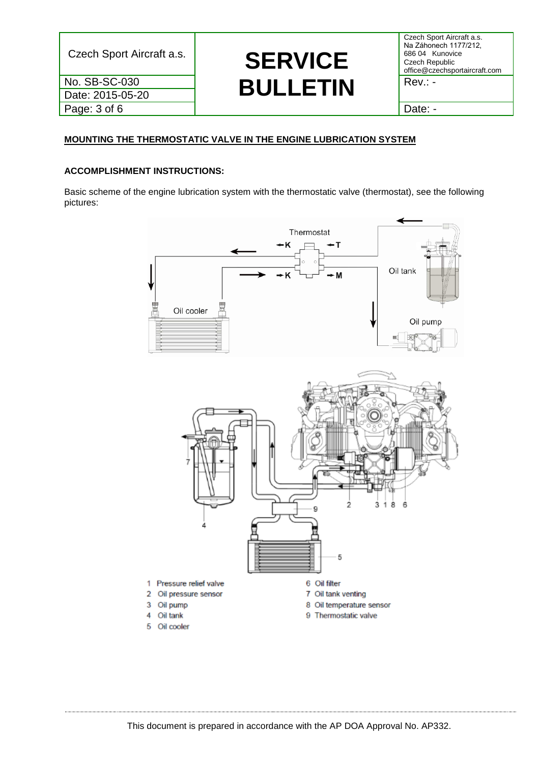## MOUNTING THE THERMOSTATIC VALVE IN THE ENGINE LUBRICATION SYSTEM

**ACCOMPLISHMENT INSTRUCTIONS:**

Basic scheme of the engine lubrication system with the thermostatic valve (thermostat), see the following pictures:

Thermostat

K T

K M

Oil tank

Oil cooler

Oil pump

1 Pressure relief valve
2 Oil pressure sensor
3 Oil pump
4 Oil tank
5 Oil cooler
6 Oil filter
7 Oil tank venting
8 Oil temperature sensor
9 Thermostatic valve

This document is prepared in accordance with the AP DOA Approval No. AP332.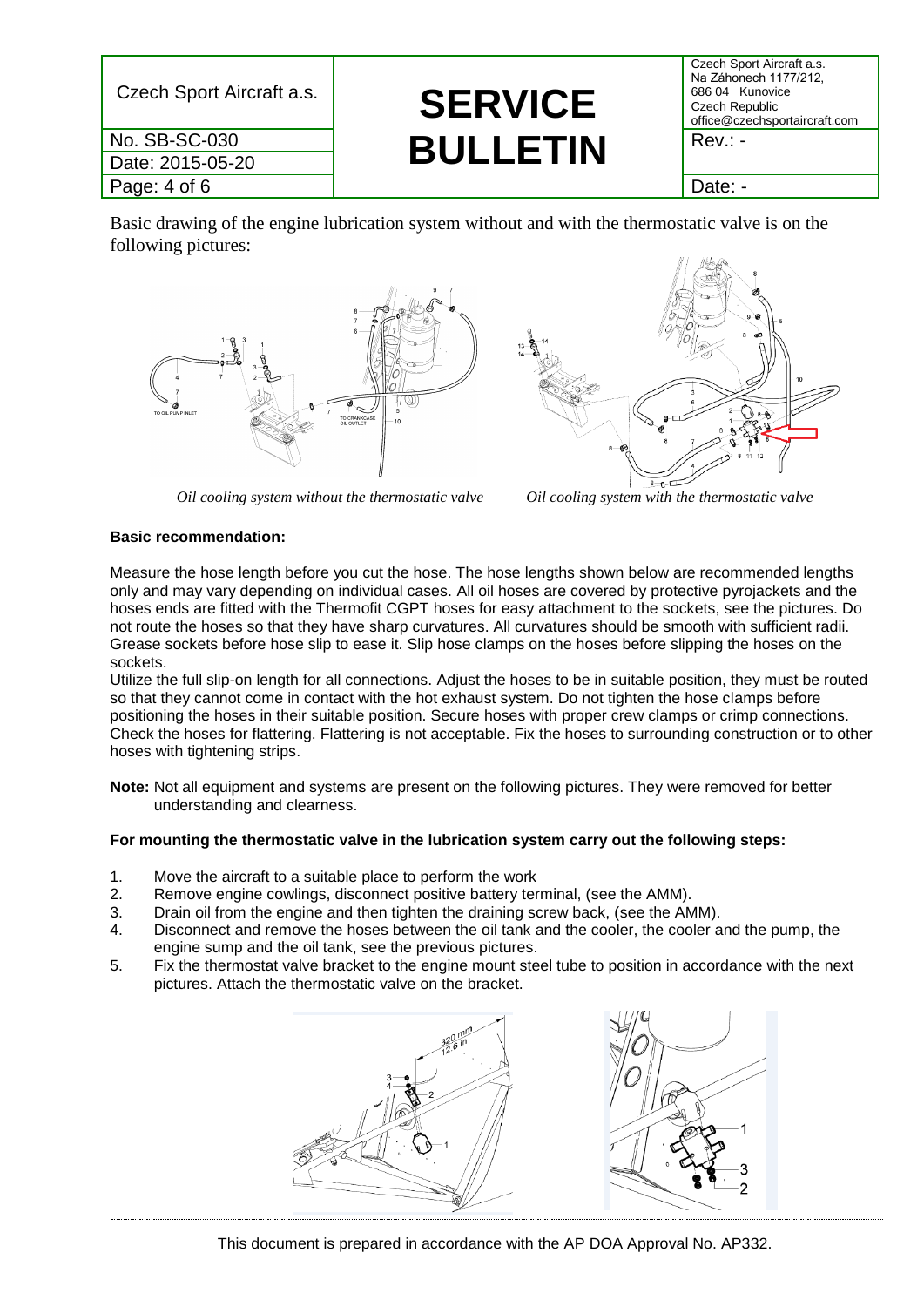Basic drawing of the engine lubrication system without and with the thermostatic valve is on the following pictures:

*Oil cooling system without the thermostatic valve*

*Oil cooling system with the thermostatic valve*

**Basic recommendation:**

Measure the hose length before you cut the hose. The hose lengths shown below are recommended lengths only and may vary depending on individual cases. All oil hoses are covered by protective pyrojackets and the hoses ends are fitted with the Thermofit CGPT hoses for easy attachment to the sockets, see the pictures. Do not route the hoses so that they have sharp curvatures. All curvatures should be smooth with sufficient radii. Grease sockets before hose slip to ease it. Slip hose clamps on the hoses before slipping the hoses on the sockets.

Utilize the full slip-on length for all connections. Adjust the hoses to be in suitable position, they must be routed so that they cannot come in contact with the hot exhaust system. Do not tighten the hose clamps before positioning the hoses in their suitable position. Secure hoses with proper crew clamps or crimp connections. Check the hoses for flattering. Flattering is not acceptable. Fix the hoses to surrounding construction or to other hoses with tightening strips.

**Note:** Not all equipment and systems are present on the following pictures. They were removed for better understanding and clearness.

**For mounting the thermostatic valve in the lubrication system carry out the following steps:**

1. Move the aircraft to a suitable place to perform the work
2. Remove engine cowlings, disconnect positive battery terminal, (see the AMM).
3. Drain oil from the engine and then tighten the draining screw back, (see the AMM).
4. Disconnect and remove the hoses between the oil tank and the cooler, the cooler and the pump, the engine sump and the oil tank, see the previous pictures.
5. Fix the thermostat valve bracket to the engine mount steel tube to position in accordance with the next pictures. Attach the thermostatic valve on the bracket.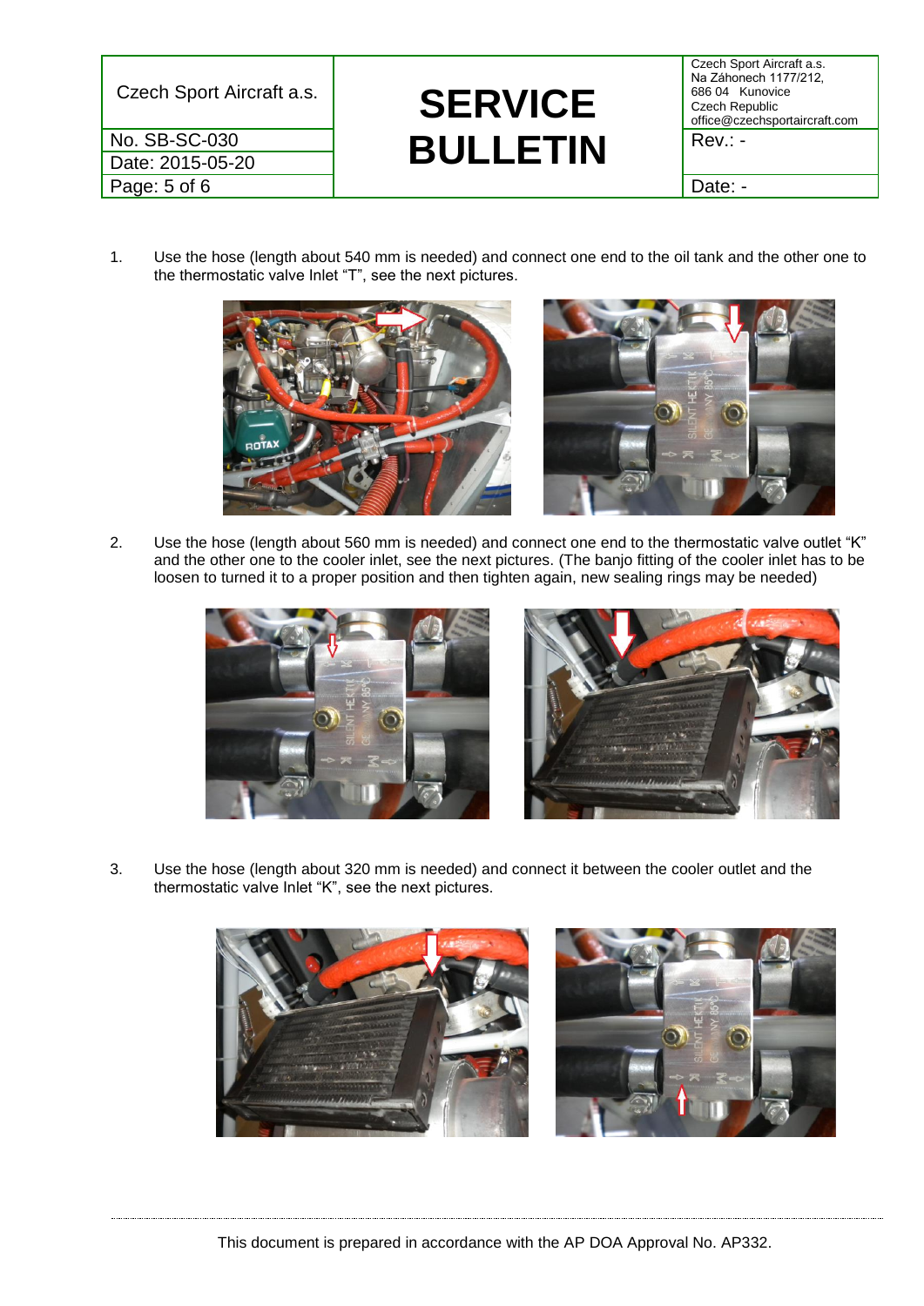1. Use the hose (length about 540 mm is needed) and connect one end to the oil tank and the other one to the thermostatic valve Inlet “T”, see the next pictures.

2. Use the hose (length about 560 mm is needed) and connect one end to the thermostatic valve outlet “K” and the other one to the cooler inlet, see the next pictures. (The banjo fitting of the cooler inlet has to be loosen to turned it to a proper position and then tighten again, new sealing rings may be needed)

3. Use the hose (length about 320 mm is needed) and connect it between the cooler outlet and the thermostatic valve Inlet “K”, see the next pictures.

This document is prepared in accordance with the AP DOA Approval No. AP332.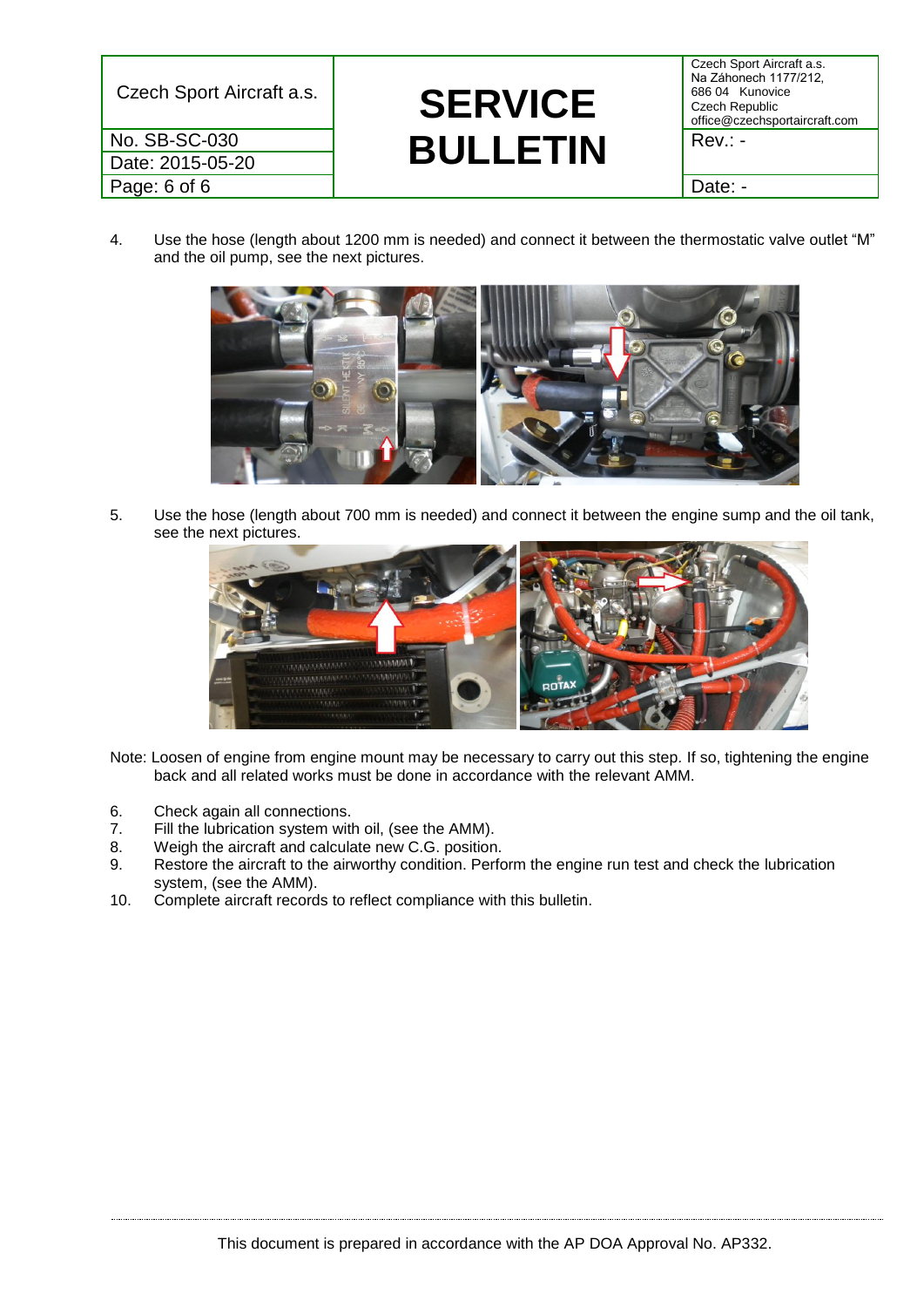4. Use the hose (length about 1200 mm is needed) and connect it between the thermostatic valve outlet “M” and the oil pump, see the next pictures.

5. Use the hose (length about 700 mm is needed) and connect it between the engine sump and the oil tank, see the next pictures.

Note: Loosen of engine from engine mount may be necessary to carry out this step. If so, tightening the engine back and all related works must be done in accordance with the relevant AMM.

6. Check again all connections.
7. Fill the lubrication system with oil, (see the AMM).
8. Weigh the aircraft and calculate new C.G. position.
9. Restore the aircraft to the airworthy condition. Perform the engine run test and check the lubrication system, (see the AMM).
10. Complete aircraft records to reflect compliance with this bulletin.

This document is prepared in accordance with the AP DOA Approval No. AP332.